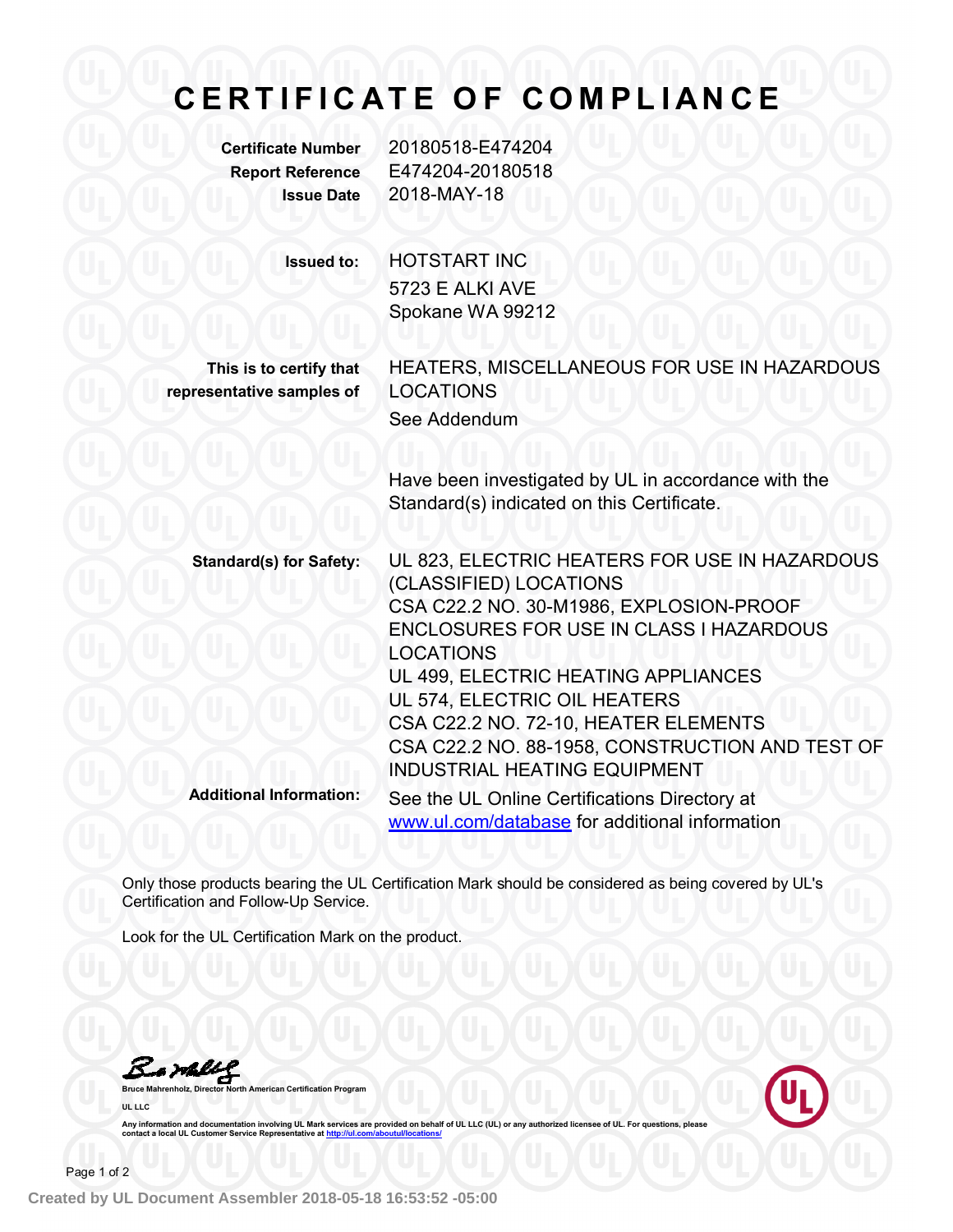# CERTIFICATE OF COMPLIANCE

**Certificate Number** 20180518-E474204
**Report Reference** E474204-20180518
**Issue Date** 2018-MAY-18

**Issued to:** HOTSTART INC
5723 E ALKI AVE
Spokane WA 99212

**This is to certify that representative samples of** HEATERS, MISCELLANEOUS FOR USE IN HAZARDOUS LOCATIONS
See Addendum

Have been investigated by UL in accordance with the Standard(s) indicated on this Certificate.

**Standard(s) for Safety:** UL 823, ELECTRIC HEATERS FOR USE IN HAZARDOUS (CLASSIFIED) LOCATIONS
CSA C22.2 NO. 30-M1986, EXPLOSION-PROOF ENCLOSURES FOR USE IN CLASS I HAZARDOUS LOCATIONS
UL 499, ELECTRIC HEATING APPLIANCES
UL 574, ELECTRIC OIL HEATERS
CSA C22.2 NO. 72-10, HEATER ELEMENTS
CSA C22.2 NO. 88-1958, CONSTRUCTION AND TEST OF INDUSTRIAL HEATING EQUIPMENT

**Additional Information:** See the UL Online Certifications Directory at [www.ul.com/database](www.ul.com/database) for additional information

Only those products bearing the UL Certification Mark should be considered as being covered by UL's Certification and Follow-Up Service.

Look for the UL Certification Mark on the product.

**Bruce Mahrenholz, Director North American Certification Program**

**UL LLC**

**Any information and documentation involving UL Mark services are provided on behalf of UL LLC (UL) or any authorized licensee of UL. For questions, please contact a local UL Customer Service Representative at [http://ul.com/aboutul/locations/](http://ul.com/aboutul/locations/)**

**Created by UL Document Assembler 2018-05-18 16:53:52 -05:00**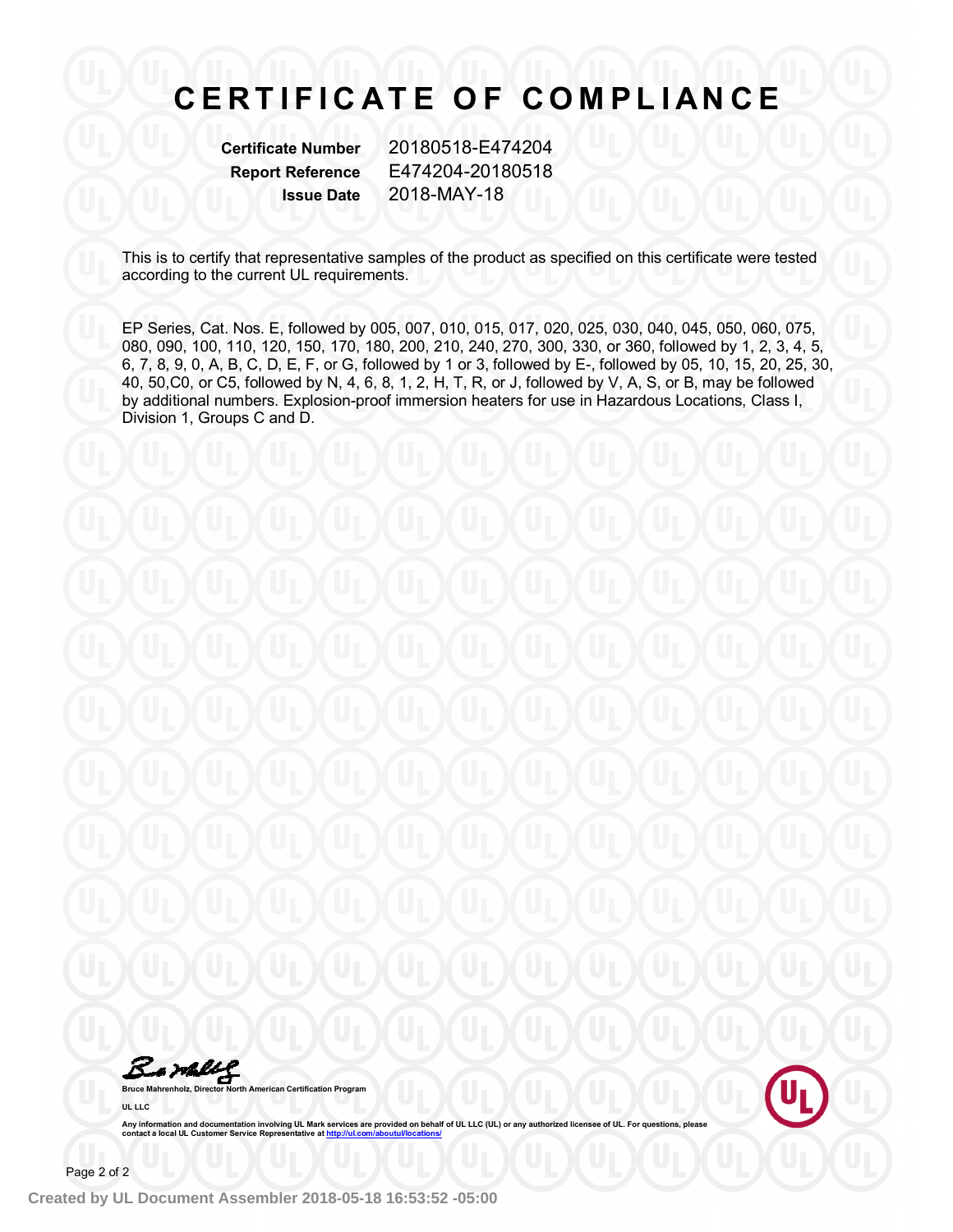# CERTIFICATE OF COMPLIANCE

**Certificate Number** 20180518-E474204
**Report Reference** E474204-20180518
**Issue Date** 2018-MAY-18

This is to certify that representative samples of the product as specified on this certificate were tested according to the current UL requirements.

EP Series, Cat. Nos. E, followed by 005, 007, 010, 015, 017, 020, 025, 030, 040, 045, 050, 060, 075, 080, 090, 100, 110, 120, 150, 170, 180, 200, 210, 240, 270, 300, 330, or 360, followed by 1, 2, 3, 4, 5, 6, 7, 8, 9, 0, A, B, C, D, E, F, or G, followed by 1 or 3, followed by E-, followed by 05, 10, 15, 20, 25, 30, 40, 50,C0, or C5, followed by N, 4, 6, 8, 1, 2, H, T, R, or J, followed by V, A, S, or B, may be followed by additional numbers. Explosion-proof immersion heaters for use in Hazardous Locations, Class I, Division 1, Groups C and D.

**Bruce Mahrenholz, Director North American Certification Program**

**UL LLC**

**Any information and documentation involving UL Mark services are provided on behalf of UL LLC (UL) or any authorized licensee of UL. For questions, please contact a local UL Customer Service Representative at http://ul.com/aboutul/locations/**

**Created by UL Document Assembler 2018-05-18 16:53:52 -05:00**